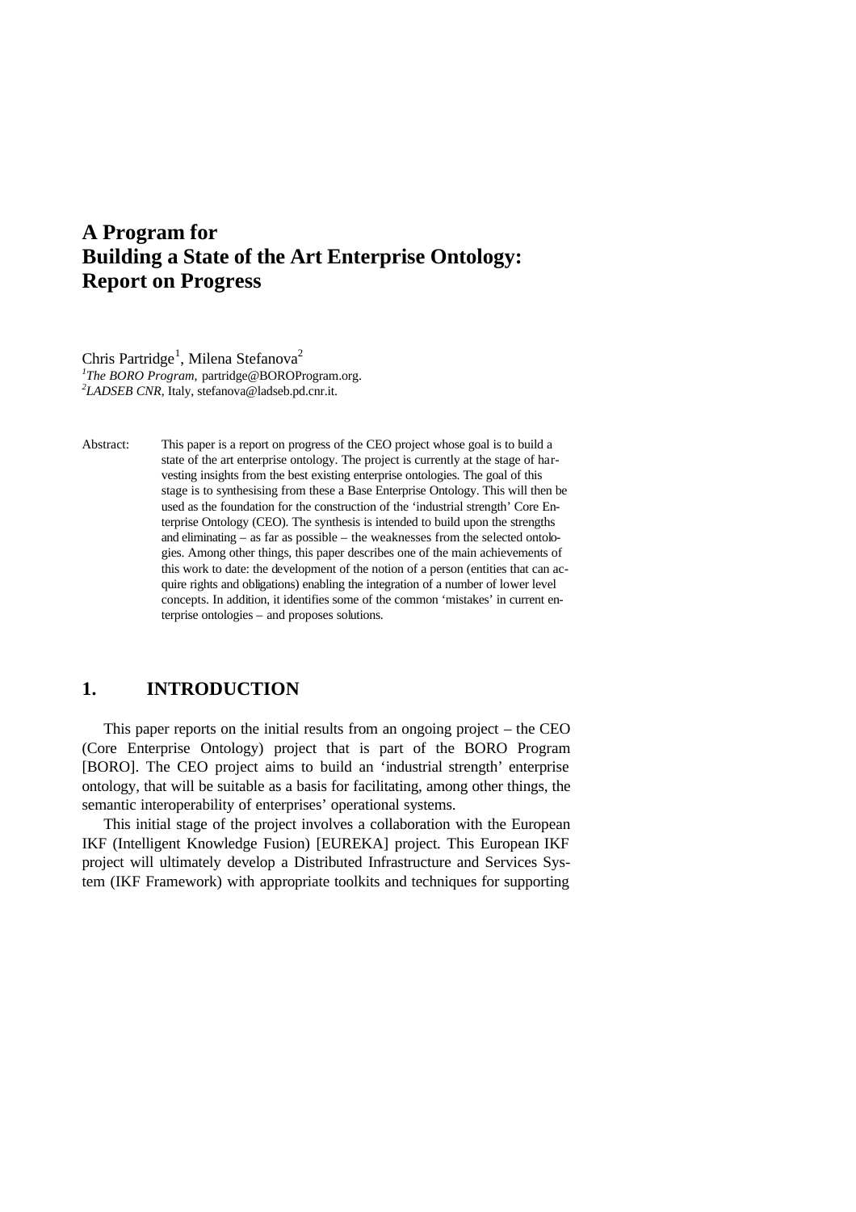# A Program for Building a State of the Art Enterprise Ontology: Report on Progress

Chris Partridge[1], Milena Stefanova[2]

[1]*The BORO Program*, partridge@BOROProgram.org.
[2]*LADSEB CNR*, Italy, stefanova@ladseb.pd.cnr.it.

Abstract: This paper is a report on progress of the CEO project whose goal is to build a state of the art enterprise ontology. The project is currently at the stage of harvesting insights from the best existing enterprise ontologies. The goal of this stage is to synthesising from these a Base Enterprise Ontology. This will then be used as the foundation for the construction of the 'industrial strength' Core Enterprise Ontology (CEO). The synthesis is intended to build upon the strengths and eliminating – as far as possible – the weaknesses from the selected ontologies. Among other things, this paper describes one of the main achievements of this work to date: the development of the notion of a person (entities that can acquire rights and obligations) enabling the integration of a number of lower level concepts. In addition, it identifies some of the common 'mistakes' in current enterprise ontologies – and proposes solutions.

## 1. INTRODUCTION

This paper reports on the initial results from an ongoing project – the CEO (Core Enterprise Ontology) project that is part of the BORO Program [BORO]. The CEO project aims to build an 'industrial strength' enterprise ontology, that will be suitable as a basis for facilitating, among other things, the semantic interoperability of enterprises' operational systems.

This initial stage of the project involves a collaboration with the European IKF (Intelligent Knowledge Fusion) [EUREKA] project. This European IKF project will ultimately develop a Distributed Infrastructure and Services System (IKF Framework) with appropriate toolkits and techniques for supporting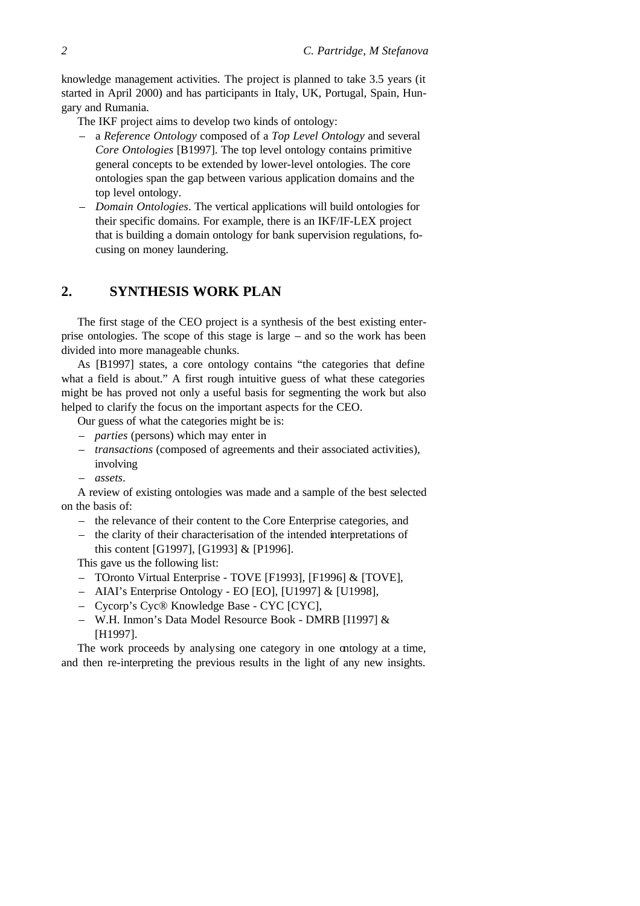knowledge management activities. The project is planned to take 3.5 years (it started in April 2000) and has participants in Italy, UK, Portugal, Spain, Hungary and Rumania.

The IKF project aims to develop two kinds of ontology:

- a *Reference Ontology* composed of a *Top Level Ontology* and several *Core Ontologies* [B1997]. The top level ontology contains primitive general concepts to be extended by lower-level ontologies. The core ontologies span the gap between various application domains and the top level ontology.
- *Domain Ontologies*. The vertical applications will build ontologies for their specific domains. For example, there is an IKF/IF-LEX project that is building a domain ontology for bank supervision regulations, focusing on money laundering.

## 2. SYNTHESIS WORK PLAN

The first stage of the CEO project is a synthesis of the best existing enterprise ontologies. The scope of this stage is large – and so the work has been divided into more manageable chunks.

As [B1997] states, a core ontology contains "the categories that define what a field is about." A first rough intuitive guess of what these categories might be has proved not only a useful basis for segmenting the work but also helped to clarify the focus on the important aspects for the CEO.

Our guess of what the categories might be is:

- *parties* (persons) which may enter in
- *transactions* (composed of agreements and their associated activities), involving
- *assets*.

A review of existing ontologies was made and a sample of the best selected on the basis of:

- the relevance of their content to the Core Enterprise categories, and
- the clarity of their characterisation of the intended interpretations of this content [G1997], [G1993] & [P1996].

This gave us the following list:

- TOronto Virtual Enterprise - TOVE [F1993], [F1996] & [TOVE],
- AIAI's Enterprise Ontology - EO [EO], [U1997] & [U1998],
- Cycorp's Cyc® Knowledge Base - CYC [CYC],
- W.H. Inmon's Data Model Resource Book - DMRB [I1997] & [H1997].

The work proceeds by analysing one category in one ontology at a time, and then re-interpreting the previous results in the light of any new insights.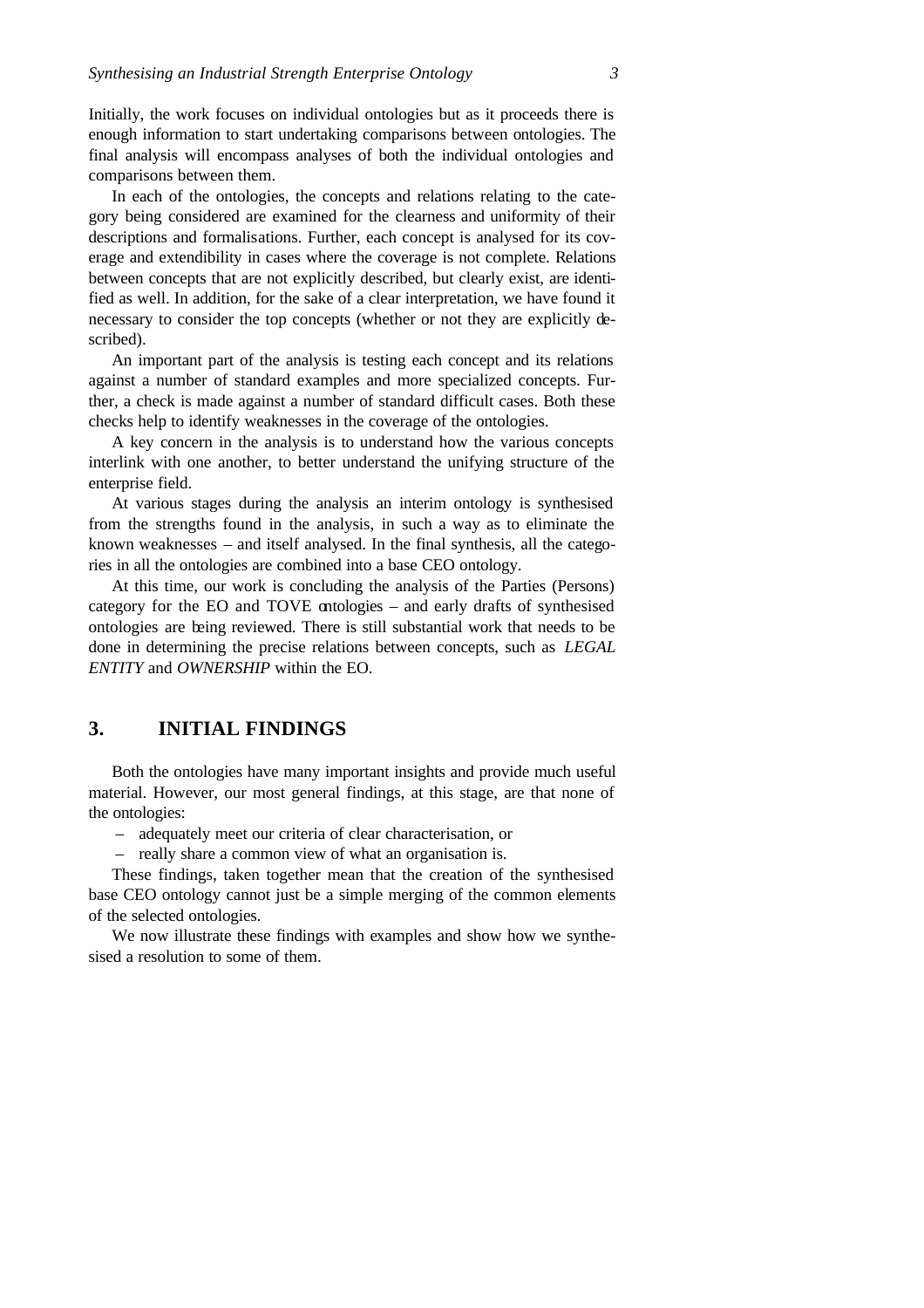Initially, the work focuses on individual ontologies but as it proceeds there is enough information to start undertaking comparisons between ontologies. The final analysis will encompass analyses of both the individual ontologies and comparisons between them.

In each of the ontologies, the concepts and relations relating to the category being considered are examined for the clearness and uniformity of their descriptions and formalisations. Further, each concept is analysed for its coverage and extendibility in cases where the coverage is not complete. Relations between concepts that are not explicitly described, but clearly exist, are identified as well. In addition, for the sake of a clear interpretation, we have found it necessary to consider the top concepts (whether or not they are explicitly described).

An important part of the analysis is testing each concept and its relations against a number of standard examples and more specialized concepts. Further, a check is made against a number of standard difficult cases. Both these checks help to identify weaknesses in the coverage of the ontologies.

A key concern in the analysis is to understand how the various concepts interlink with one another, to better understand the unifying structure of the enterprise field.

At various stages during the analysis an interim ontology is synthesised from the strengths found in the analysis, in such a way as to eliminate the known weaknesses – and itself analysed. In the final synthesis, all the categories in all the ontologies are combined into a base CEO ontology.

At this time, our work is concluding the analysis of the Parties (Persons) category for the EO and TOVE ontologies – and early drafts of synthesised ontologies are being reviewed. There is still substantial work that needs to be done in determining the precise relations between concepts, such as *LEGAL ENTITY* and *OWNERSHIP* within the EO.

## 3. INITIAL FINDINGS

Both the ontologies have many important insights and provide much useful material. However, our most general findings, at this stage, are that none of the ontologies:

- adequately meet our criteria of clear characterisation, or
- really share a common view of what an organisation is.

These findings, taken together mean that the creation of the synthesised base CEO ontology cannot just be a simple merging of the common elements of the selected ontologies.

We now illustrate these findings with examples and show how we synthesised a resolution to some of them.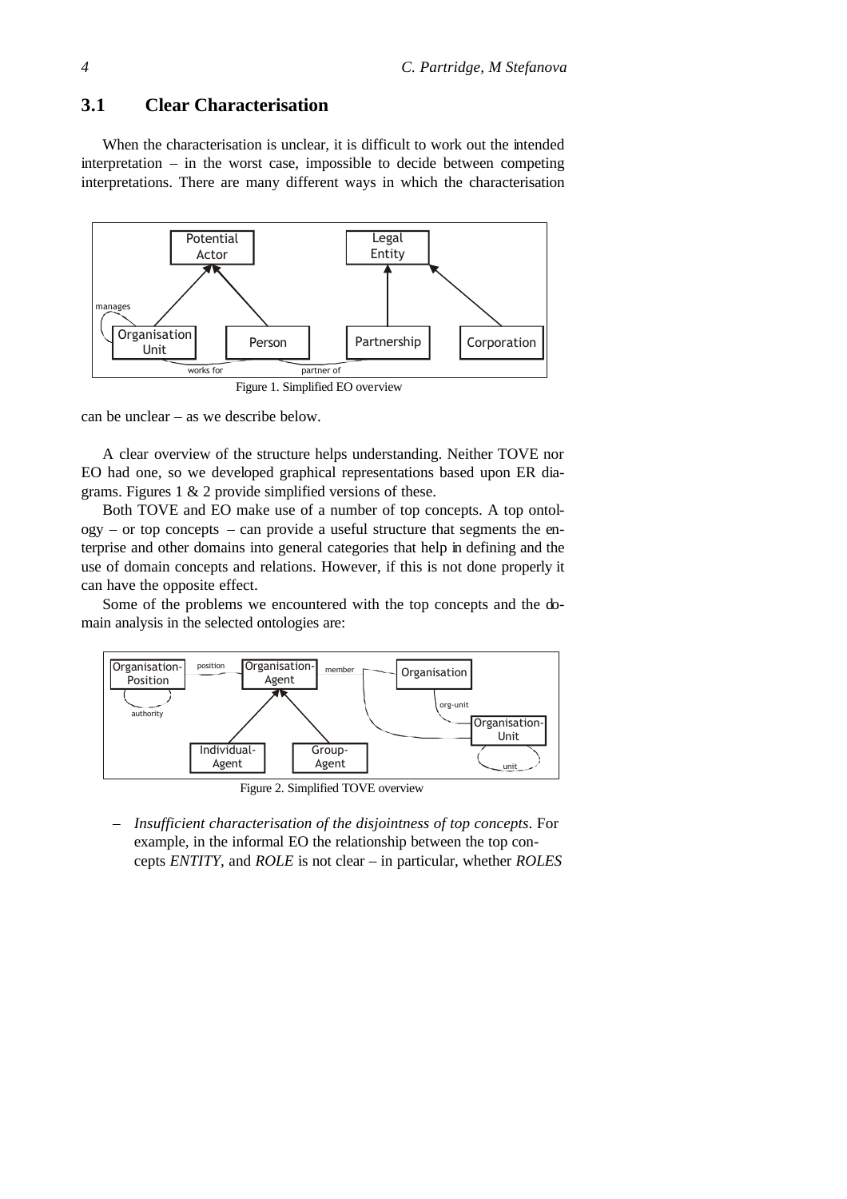## 3.1 Clear Characterisation

When the characterisation is unclear, it is difficult to work out the intended interpretation – in the worst case, impossible to decide between competing interpretations. There are many different ways in which the characterisation can be unclear – as we describe below.

Figure 1. Simplified EO overview

A clear overview of the structure helps understanding. Neither TOVE nor EO had one, so we developed graphical representations based upon ER diagrams. Figures 1 & 2 provide simplified versions of these.

Both TOVE and EO make use of a number of top concepts. A top ontology – or top concepts – can provide a useful structure that segments the enterprise and other domains into general categories that help in defining and the use of domain concepts and relations. However, if this is not done properly it can have the opposite effect.

Some of the problems we encountered with the top concepts and the domain analysis in the selected ontologies are:

Figure 2. Simplified TOVE overview

– *Insufficient characterisation of the disjointness of top concepts*. For example, in the informal EO the relationship between the top concepts *ENTITY*, and *ROLE* is not clear – in particular, whether *ROLES*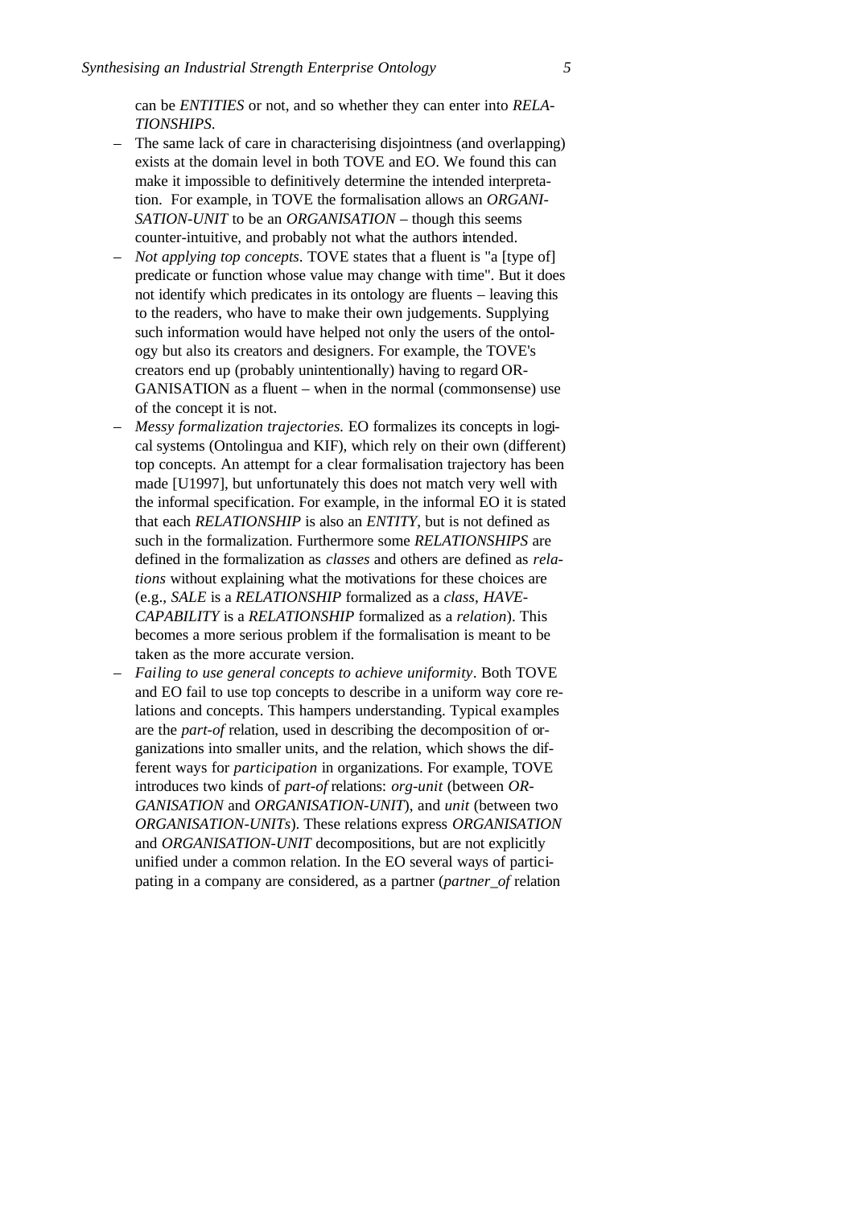can be *ENTITIES* or not, and so whether they can enter into *RELATIONSHIPS*.

- The same lack of care in characterising disjointness (and overlapping) exists at the domain level in both TOVE and EO. We found this can make it impossible to definitively determine the intended interpretation. For example, in TOVE the formalisation allows an *ORGANISATION-UNIT* to be an *ORGANISATION* – though this seems counter-intuitive, and probably not what the authors intended.
- *Not applying top concepts*. TOVE states that a fluent is "a [type of] predicate or function whose value may change with time". But it does not identify which predicates in its ontology are fluents – leaving this to the readers, who have to make their own judgements. Supplying such information would have helped not only the users of the ontology but also its creators and designers. For example, the TOVE's creators end up (probably unintentionally) having to regard ORGANISATION as a fluent – when in the normal (commonsense) use of the concept it is not.
- *Messy formalization trajectories.* EO formalizes its concepts in logical systems (Ontolingua and KIF), which rely on their own (different) top concepts. An attempt for a clear formalisation trajectory has been made [U1997], but unfortunately this does not match very well with the informal specification. For example, in the informal EO it is stated that each *RELATIONSHIP* is also an *ENTITY*, but is not defined as such in the formalization. Furthermore some *RELATIONSHIPS* are defined in the formalization as *classes* and others are defined as *relations* without explaining what the motivations for these choices are (e.g., *SALE* is a *RELATIONSHIP* formalized as a *class*, *HAVE-CAPABILITY* is a *RELATIONSHIP* formalized as a *relation*). This becomes a more serious problem if the formalisation is meant to be taken as the more accurate version.
- *Failing to use general concepts to achieve uniformity*. Both TOVE and EO fail to use top concepts to describe in a uniform way core relations and concepts. This hampers understanding. Typical examples are the *part-of* relation, used in describing the decomposition of organizations into smaller units, and the relation, which shows the different ways for *participation* in organizations. For example, TOVE introduces two kinds of *part-of* relations: *org-unit* (between *ORGANISATION* and *ORGANISATION-UNIT*), and *unit* (between two *ORGANISATION-UNITs*). These relations express *ORGANISATION* and *ORGANISATION-UNIT* decompositions, but are not explicitly unified under a common relation. In the EO several ways of participating in a company are considered, as a partner (*partner_of* relation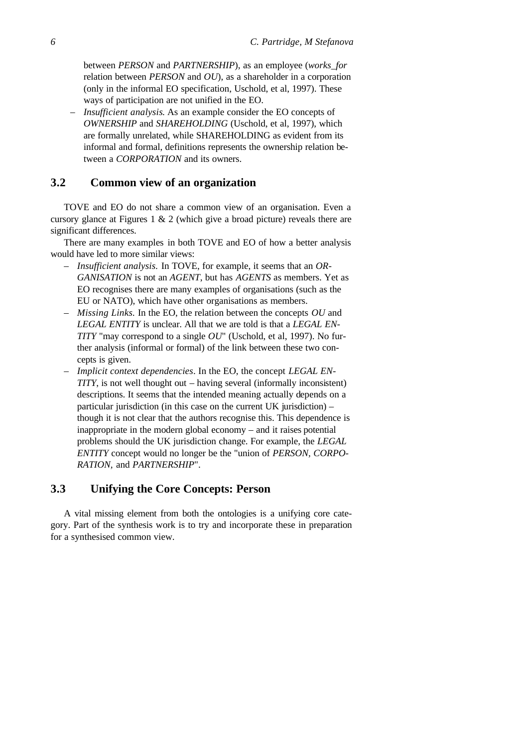between *PERSON* and *PARTNERSHIP*), as an employee (*works_for* relation between *PERSON* and *OU*), as a shareholder in a corporation (only in the informal EO specification, Uschold, et al, 1997). These ways of participation are not unified in the EO.

- *Insufficient analysis*. As an example consider the EO concepts of *OWNERSHIP* and *SHAREHOLDING* (Uschold, et al, 1997), which are formally unrelated, while SHAREHOLDING as evident from its informal and formal, definitions represents the ownership relation between a *CORPORATION* and its owners.

## 3.2 Common view of an organization

TOVE and EO do not share a common view of an organisation. Even a cursory glance at Figures 1 & 2 (which give a broad picture) reveals there are significant differences.

There are many examples in both TOVE and EO of how a better analysis would have led to more similar views:

- *Insufficient analysis.* In TOVE, for example, it seems that an *ORGANISATION* is not an *AGENT*, but has *AGENTS* as members. Yet as EO recognises there are many examples of organisations (such as the EU or NATO), which have other organisations as members.
- *Missing Links.* In the EO, the relation between the concepts *OU* and *LEGAL ENTITY* is unclear. All that we are told is that a *LEGAL ENTITY* "may correspond to a single *OU*" (Uschold, et al, 1997). No further analysis (informal or formal) of the link between these two concepts is given.
- *Implicit context dependencies*. In the EO, the concept *LEGAL ENTITY*, is not well thought out – having several (informally inconsistent) descriptions. It seems that the intended meaning actually depends on a particular jurisdiction (in this case on the current UK jurisdiction) – though it is not clear that the authors recognise this. This dependence is inappropriate in the modern global economy – and it raises potential problems should the UK jurisdiction change. For example, the *LEGAL ENTITY* concept would no longer be the "union of *PERSON*, *CORPORATION*, and *PARTNERSHIP*".

## 3.3 Unifying the Core Concepts: Person

A vital missing element from both the ontologies is a unifying core category. Part of the synthesis work is to try and incorporate these in preparation for a synthesised common view.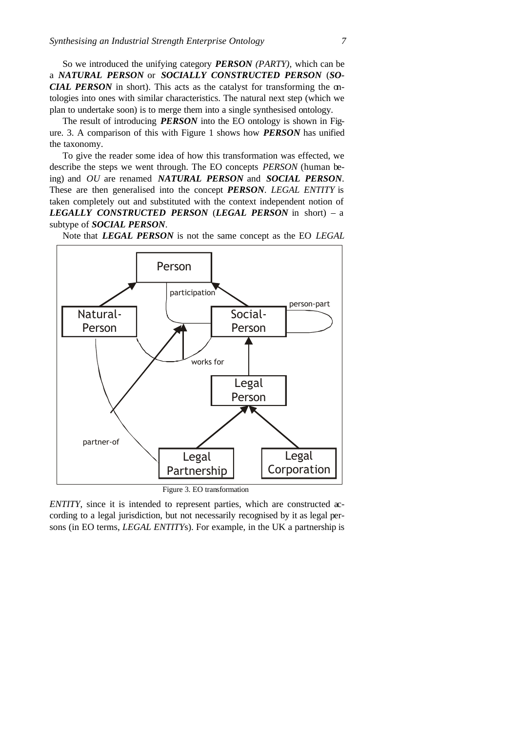So we introduced the unifying category ***PERSON*** *(PARTY)*, which can be a ***NATURAL PERSON*** or ***SOCIALLY CONSTRUCTED PERSON*** (***SOCIAL PERSON*** in short). This acts as the catalyst for transforming the ontologies into ones with similar characteristics. The natural next step (which we plan to undertake soon) is to merge them into a single synthesised ontology.

The result of introducing ***PERSON*** into the EO ontology is shown in Figure. 3. A comparison of this with Figure 1 shows how ***PERSON*** has unified the taxonomy.

To give the reader some idea of how this transformation was effected, we describe the steps we went through. The EO concepts *PERSON* (human being) and *OU* are renamed ***NATURAL PERSON*** and ***SOCIAL PERSON***. These are then generalised into the concept ***PERSON***. *LEGAL ENTITY* is taken completely out and substituted with the context independent notion of ***LEGALLY CONSTRUCTED PERSON*** (***LEGAL PERSON*** in short) – a subtype of ***SOCIAL PERSON***.

Note that ***LEGAL PERSON*** is not the same concept as the EO *LEGAL ENTITY*, since it is intended to represent parties, which are constructed according to a legal jurisdiction, but not necessarily recognised by it as legal persons (in EO terms, *LEGAL ENTITY*s). For example, in the UK a partnership is

Figure 3. EO transformation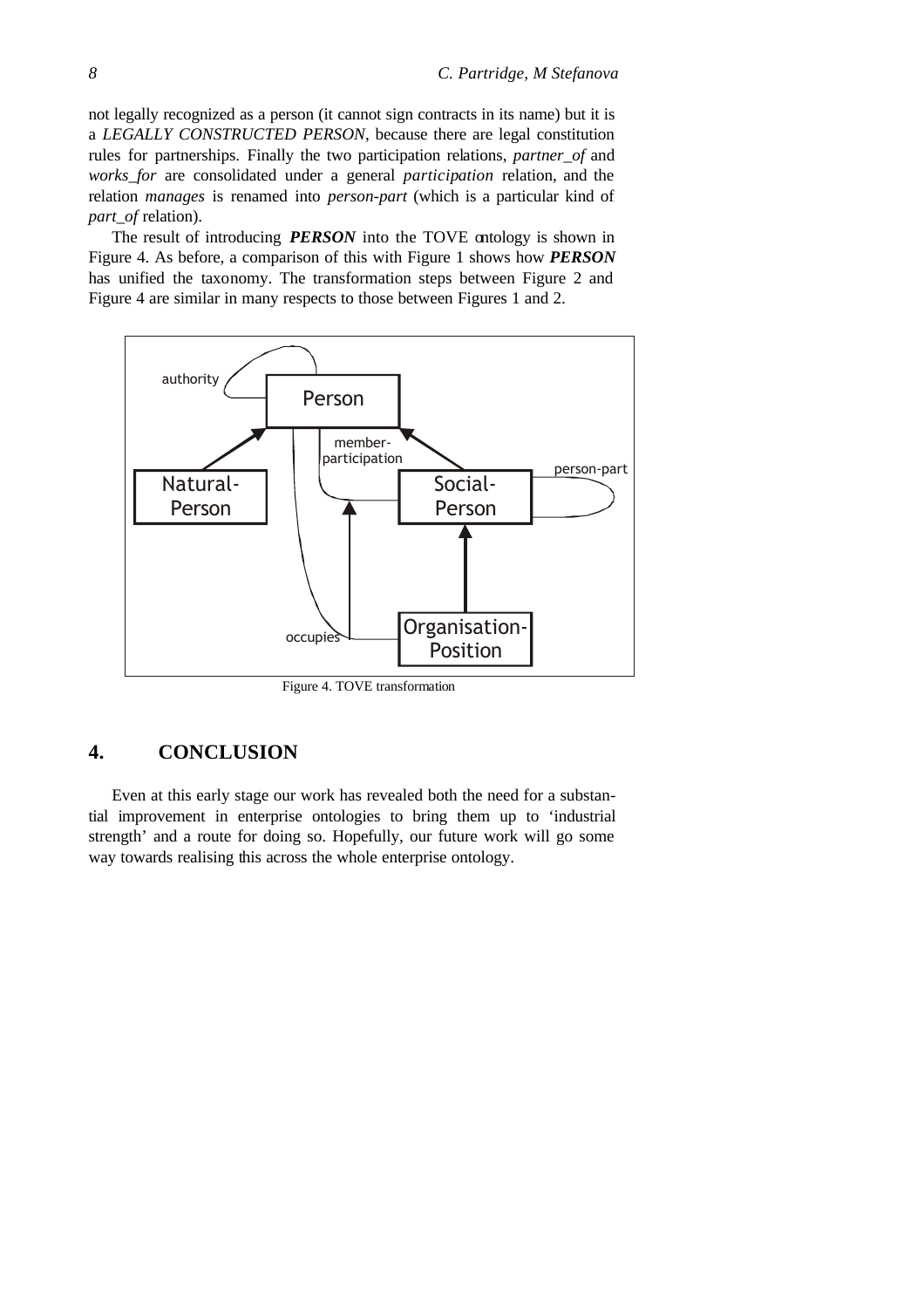not legally recognized as a person (it cannot sign contracts in its name) but it is a *LEGALLY CONSTRUCTED PERSON*, because there are legal constitution rules for partnerships. Finally the two participation relations, *partner_of* and *works_for* are consolidated under a general *participation* relation, and the relation *manages* is renamed into *person-part* (which is a particular kind of *part_of* relation).

The result of introducing ***PERSON*** into the TOVE ontology is shown in Figure 4. As before, a comparison of this with Figure 1 shows how ***PERSON*** has unified the taxonomy. The transformation steps between Figure 2 and Figure 4 are similar in many respects to those between Figures 1 and 2.

Figure 4. TOVE transformation

## 4. CONCLUSION

Even at this early stage our work has revealed both the need for a substantial improvement in enterprise ontologies to bring them up to 'industrial strength' and a route for doing so. Hopefully, our future work will go some way towards realising this across the whole enterprise ontology.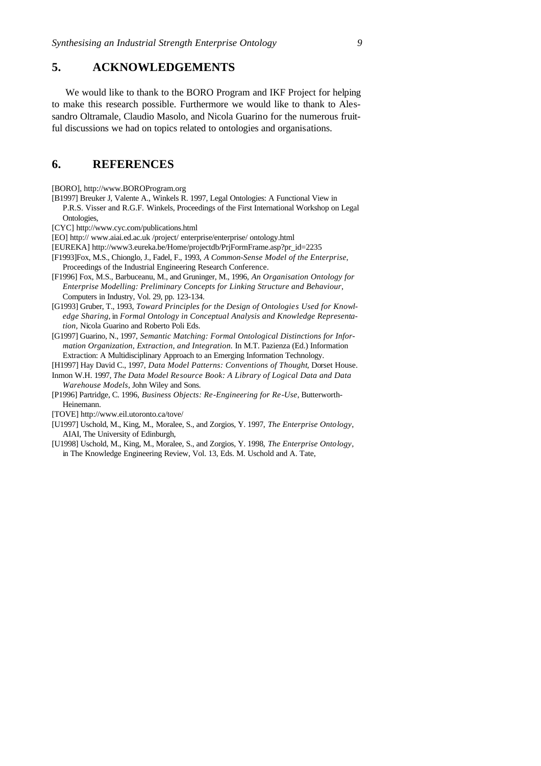## 5. ACKNOWLEDGEMENTS

We would like to thank to the BORO Program and IKF Project for helping to make this research possible. Furthermore we would like to thank to Alessandro Oltramale, Claudio Masolo, and Nicola Guarino for the numerous fruitful discussions we had on topics related to ontologies and organisations.

## 6. REFERENCES

[BORO], http://www.BOROProgram.org

[B1997] Breuker J, Valente A., Winkels R. 1997, Legal Ontologies: A Functional View in P.R.S. Visser and R.G.F. Winkels, Proceedings of the First International Workshop on Legal Ontologies,

[CYC] http://www.cyc.com/publications.html

[EO] http:// www.aiai.ed.ac.uk /project/ enterprise/enterprise/ ontology.html

[EUREKA] http://www3.eureka.be/Home/projectdb/PrjFormFrame.asp?pr_id=2235

[F1993]Fox, M.S., Chionglo, J., Fadel, F., 1993, *A Common-Sense Model of the Enterprise*, Proceedings of the Industrial Engineering Research Conference.

[F1996] Fox, M.S., Barbuceanu, M., and Gruninger, M., 1996, *An Organisation Ontology for Enterprise Modelling: Preliminary Concepts for Linking Structure and Behaviour*, Computers in Industry, Vol. 29, pp. 123-134.

[G1993] Gruber, T., 1993, *Toward Principles for the Design of Ontologies Used for Knowledge Sharing*, in *Formal Ontology in Conceptual Analysis and Knowledge Representation*, Nicola Guarino and Roberto Poli Eds.

[G1997] Guarino, N., 1997, *Semantic Matching: Formal Ontological Distinctions for Information Organization, Extraction, and Integration.* In M.T. Pazienza (Ed.) Information Extraction: A Multidisciplinary Approach to an Emerging Information Technology.

[H1997] Hay David C., 1997, *Data Model Patterns: Conventions of Thought*, Dorset House.

Inmon W.H. 1997, *The Data Model Resource Book: A Library of Logical Data and Data Warehouse Models*, John Wiley and Sons.

[P1996] Partridge, C. 1996, *Business Objects: Re-Engineering for Re-Use*, Butterworth-Heinemann.

[TOVE] http://www.eil.utoronto.ca/tove/

[U1997] Uschold, M., King, M., Moralee, S., and Zorgios, Y. 1997, *The Enterprise Ontology*, AIAI, The University of Edinburgh,

[U1998] Uschold, M., King, M., Moralee, S., and Zorgios, Y. 1998, *The Enterprise Ontology*, in The Knowledge Engineering Review, Vol. 13, Eds. M. Uschold and A. Tate,